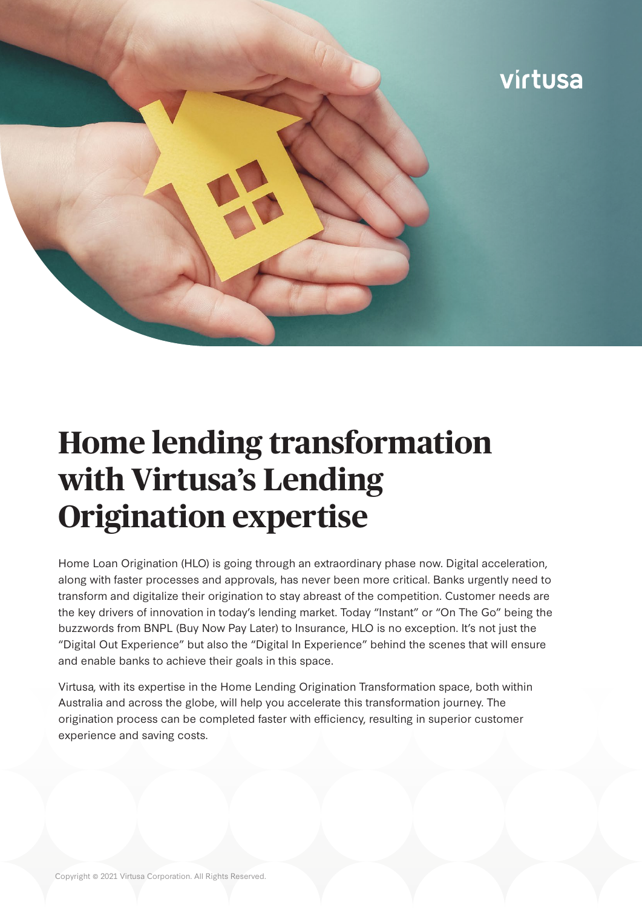# Home lending transformation with Virtusa's Lending Origination expertise

Home Loan Origination (HLO) is going through an extraordinary phase now. Digital acceleration, along with faster processes and approvals, has never been more critical. Banks urgently need to transform and digitalize their origination to stay abreast of the competition. Customer needs are the key drivers of innovation in today's lending market. Today "Instant" or "On The Go" being the buzzwords from BNPL (Buy Now Pay Later) to Insurance, HLO is no exception. It's not just the "Digital Out Experience" but also the "Digital In Experience" behind the scenes that will ensure and enable banks to achieve their goals in this space.

Virtusa, with its expertise in the Home Lending Origination Transformation space, both within Australia and across the globe, will help you accelerate this transformation journey. The origination process can be completed faster with efficiency, resulting in superior customer experience and saving costs.

Copyright © 2021 Virtusa Corporation. All Rights Reserved.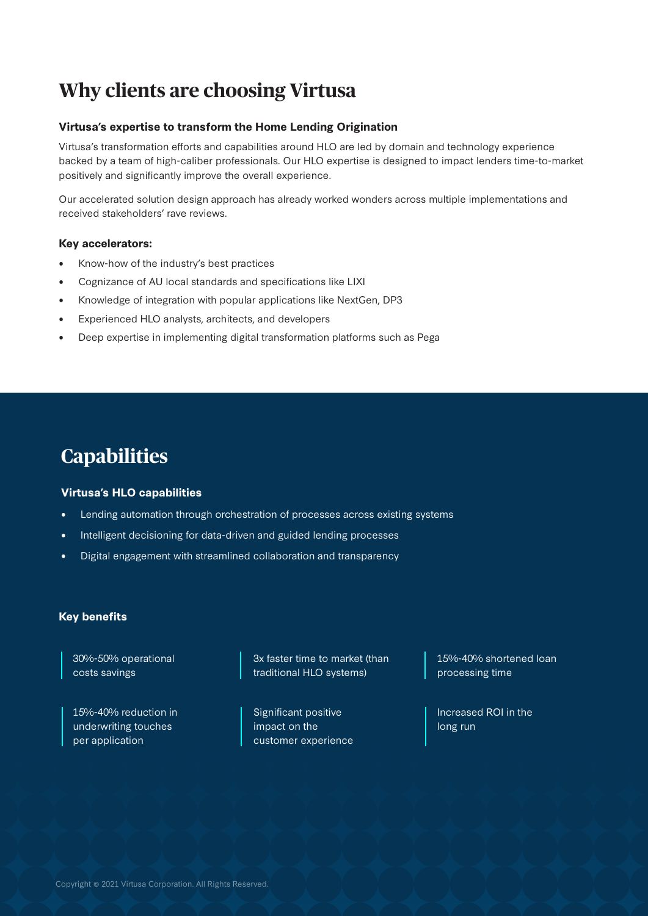# Why clients are choosing Virtusa

### Virtusa's expertise to transform the Home Lending Origination

Virtusa's transformation efforts and capabilities around HLO are led by domain and technology experience backed by a team of high-caliber professionals. Our HLO expertise is designed to impact lenders time-to-market positively and significantly improve the overall experience.

Our accelerated solution design approach has already worked wonders across multiple implementations and received stakeholders' rave reviews.

### Key accelerators:

- Know-how of the industry's best practices
- Cognizance of AU local standards and specifications like LIXI
- Knowledge of integration with popular applications like NextGen, DP3
- Experienced HLO analysts, architects, and developers
- Deep expertise in implementing digital transformation platforms such as Pega

# Capabilities

### Virtusa's HLO capabilities

- Lending automation through orchestration of processes across existing systems
- Intelligent decisioning for data-driven and guided lending processes
- Digital engagement with streamlined collaboration and transparency

### Key benefits

- 30%-50% operational costs savings
- 3x faster time to market (than traditional HLO systems)
- 15%-40% shortened loan processing time
- 15%-40% reduction in underwriting touches per application
- Significant positive impact on the customer experience
- Increased ROI in the long run

Copyright © 2021 Virtusa Corporation. All Rights Reserved.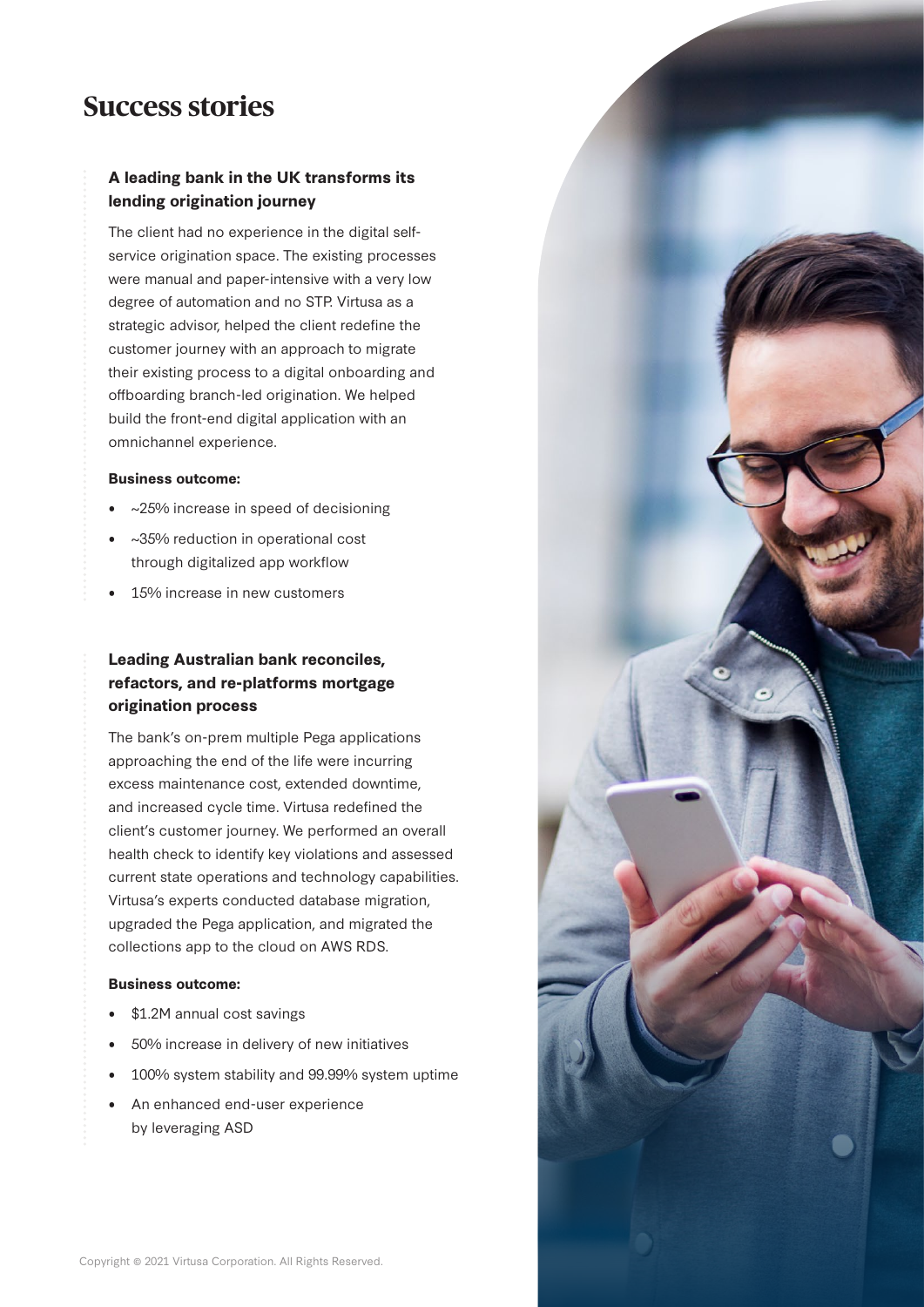# Success stories

### A leading bank in the UK transforms its lending origination journey

The client had no experience in the digital self-service origination space. The existing processes were manual and paper-intensive with a very low degree of automation and no STP. Virtusa as a strategic advisor, helped the client redefine the customer journey with an approach to migrate their existing process to a digital onboarding and offboarding branch-led origination. We helped build the front-end digital application with an omnichannel experience.

**Business outcome:**

- ~25% increase in speed of decisioning
- ~35% reduction in operational cost through digitalized app workflow
- 15% increase in new customers

### Leading Australian bank reconciles, refactors, and re-platforms mortgage origination process

The bank's on-prem multiple Pega applications approaching the end of the life were incurring excess maintenance cost, extended downtime, and increased cycle time. Virtusa redefined the client's customer journey. We performed an overall health check to identify key violations and assessed current state operations and technology capabilities. Virtusa's experts conducted database migration, upgraded the Pega application, and migrated the collections app to the cloud on AWS RDS.

**Business outcome:**

- $1.2M annual cost savings
- 50% increase in delivery of new initiatives
- 100% system stability and 99.99% system uptime
- An enhanced end-user experience by leveraging ASD

Copyright © 2021 Virtusa Corporation. All Rights Reserved.